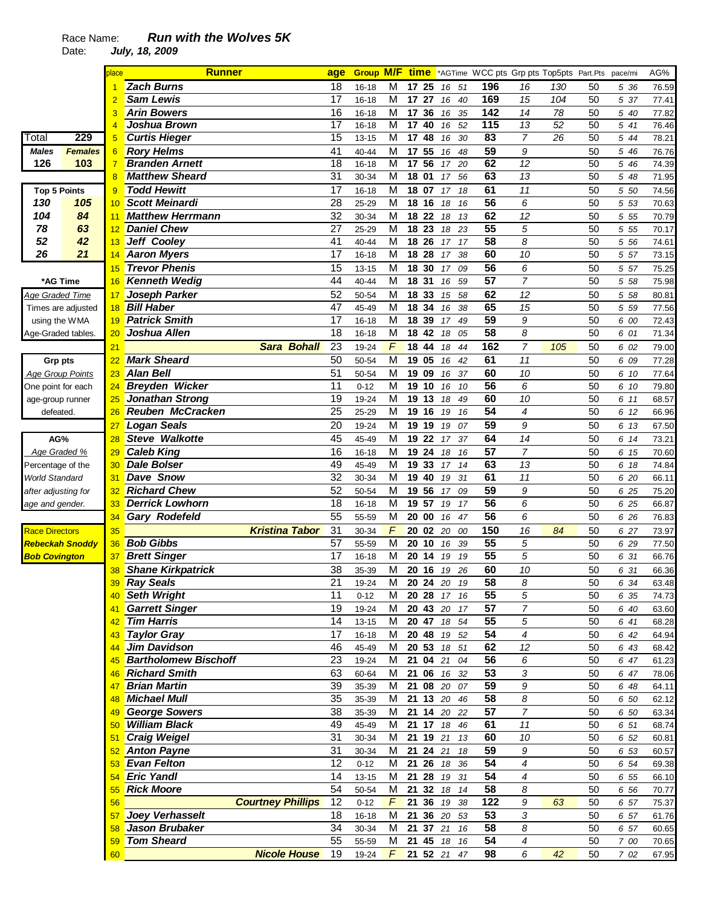Race Name: ***Run with the Wolves 5K***

Date: ***July, 18, 2009***

| Total | 229 |
|---|---|
| *Males* | *Females* |
| 126 | 103 |

| Top 5 Points | |
|---|---|
| 130 | 105 |
| 104 | 84 |
| 78 | 63 |
| 52 | 42 |
| 26 | 21 |

**\*AG Time**

*Age Graded Time*
Times are adjusted using the WMA Age-Graded tables.

**Grp pts**

*Age Group Points*
One point for each age-group runner defeated.

**AG%**

*Age Graded %*
Percentage of the *World Standard* after adjusting for age and gender.

**Race Directors**
***Rebeckah Snoddy***
***Bob Covington***

| place | Runner | age | Group | M/F | time | *AGTime | WCC pts | Grp pts | Top5pts | Part.Pts | pace/mi | AG% |
|---|---|---|---|---|---|---|---|---|---|---|---|---|
| 1 | Zach Burns | 18 | 16-18 | M | 17 25 | 16 51 | 196 | 16 | 130 | 50 | 5 36 | 76.59 |
| 2 | Sam Lewis | 17 | 16-18 | M | 17 27 | 16 40 | 169 | 15 | 104 | 50 | 5 37 | 77.41 |
| 3 | Arin Bowers | 16 | 16-18 | M | 17 36 | 16 35 | 142 | 14 | 78 | 50 | 5 40 | 77.82 |
| 4 | Joshua Brown | 17 | 16-18 | M | 17 40 | 16 52 | 115 | 13 | 52 | 50 | 5 41 | 76.46 |
| 5 | Curtis Hieger | 15 | 13-15 | M | 17 48 | 16 30 | 83 | 7 | 26 | 50 | 5 44 | 78.21 |
| 6 | Rory Helms | 41 | 40-44 | M | 17 55 | 16 48 | 59 | 9 | | 50 | 5 46 | 76.76 |
| 7 | Branden Arnett | 18 | 16-18 | M | 17 56 | 17 20 | 62 | 12 | | 50 | 5 46 | 74.39 |
| 8 | Matthew Sheard | 31 | 30-34 | M | 18 01 | 17 56 | 63 | 13 | | 50 | 5 48 | 71.95 |
| 9 | Todd Hewitt | 17 | 16-18 | M | 18 07 | 17 18 | 61 | 11 | | 50 | 5 50 | 74.56 |
| 10 | Scott Meinardi | 28 | 25-29 | M | 18 16 | 18 16 | 56 | 6 | | 50 | 5 53 | 70.63 |
| 11 | Matthew Herrmann | 32 | 30-34 | M | 18 22 | 18 13 | 62 | 12 | | 50 | 5 55 | 70.79 |
| 12 | Daniel Chew | 27 | 25-29 | M | 18 23 | 18 23 | 55 | 5 | | 50 | 5 55 | 70.17 |
| 13 | Jeff Cooley | 41 | 40-44 | M | 18 26 | 17 17 | 58 | 8 | | 50 | 5 56 | 74.61 |
| 14 | Aaron Myers | 17 | 16-18 | M | 18 28 | 17 38 | 60 | 10 | | 50 | 5 57 | 73.15 |
| 15 | Trevor Phenis | 15 | 13-15 | M | 18 30 | 17 09 | 56 | 6 | | 50 | 5 57 | 75.25 |
| 16 | Kenneth Wedig | 44 | 40-44 | M | 18 31 | 16 59 | 57 | 7 | | 50 | 5 58 | 75.98 |
| 17 | Joseph Parker | 52 | 50-54 | M | 18 33 | 15 58 | 62 | 12 | | 50 | 5 58 | 80.81 |
| 18 | Bill Haber | 47 | 45-49 | M | 18 34 | 16 38 | 65 | 15 | | 50 | 5 59 | 77.56 |
| 19 | Patrick Smith | 17 | 16-18 | M | 18 39 | 17 49 | 59 | 9 | | 50 | 6 00 | 72.43 |
| 20 | Joshua Allen | 18 | 16-18 | M | 18 42 | 18 05 | 58 | 8 | | 50 | 6 01 | 71.34 |
| 21 | Sara Bohall | 23 | 19-24 | F | 18 44 | 18 44 | 162 | 7 | 105 | 50 | 6 02 | 79.00 |
| 22 | Mark Sheard | 50 | 50-54 | M | 19 05 | 16 42 | 61 | 11 | | 50 | 6 09 | 77.28 |
| 23 | Alan Bell | 51 | 50-54 | M | 19 09 | 16 37 | 60 | 10 | | 50 | 6 10 | 77.64 |
| 24 | Breyden Wicker | 11 | 0-12 | M | 19 10 | 16 10 | 56 | 6 | | 50 | 6 10 | 79.80 |
| 25 | Jonathan Strong | 19 | 19-24 | M | 19 13 | 18 49 | 60 | 10 | | 50 | 6 11 | 68.57 |
| 26 | Reuben McCracken | 25 | 25-29 | M | 19 16 | 19 16 | 54 | 4 | | 50 | 6 12 | 66.96 |
| 27 | Logan Seals | 20 | 19-24 | M | 19 19 | 19 07 | 59 | 9 | | 50 | 6 13 | 67.50 |
| 28 | Steve Walkotte | 45 | 45-49 | M | 19 22 | 17 37 | 64 | 14 | | 50 | 6 14 | 73.21 |
| 29 | Caleb King | 16 | 16-18 | M | 19 24 | 18 16 | 57 | 7 | | 50 | 6 15 | 70.60 |
| 30 | Dale Bolser | 49 | 45-49 | M | 19 33 | 17 14 | 63 | 13 | | 50 | 6 18 | 74.84 |
| 31 | Dave Snow | 32 | 30-34 | M | 19 40 | 19 31 | 61 | 11 | | 50 | 6 20 | 66.11 |
| 32 | Richard Chew | 52 | 50-54 | M | 19 56 | 17 09 | 59 | 9 | | 50 | 6 25 | 75.20 |
| 33 | Derrick Lowhorn | 18 | 16-18 | M | 19 57 | 19 17 | 56 | 6 | | 50 | 6 25 | 66.87 |
| 34 | Gary Rodefeld | 55 | 55-59 | M | 20 00 | 16 47 | 56 | 6 | | 50 | 6 26 | 76.83 |
| 35 | Kristina Tabor | 31 | 30-34 | F | 20 02 | 20 00 | 150 | 16 | 84 | 50 | 6 27 | 73.97 |
| 36 | Bob Gibbs | 57 | 55-59 | M | 20 10 | 16 39 | 55 | 5 | | 50 | 6 29 | 77.50 |
| 37 | Brett Singer | 17 | 16-18 | M | 20 14 | 19 19 | 55 | 5 | | 50 | 6 31 | 66.76 |
| 38 | Shane Kirkpatrick | 38 | 35-39 | M | 20 16 | 19 26 | 60 | 10 | | 50 | 6 31 | 66.36 |
| 39 | Ray Seals | 21 | 19-24 | M | 20 24 | 20 19 | 58 | 8 | | 50 | 6 34 | 63.48 |
| 40 | Seth Wright | 11 | 0-12 | M | 20 28 | 17 16 | 55 | 5 | | 50 | 6 35 | 74.73 |
| 41 | Garrett Singer | 19 | 19-24 | M | 20 43 | 20 17 | 57 | 7 | | 50 | 6 40 | 63.60 |
| 42 | Tim Harris | 14 | 13-15 | M | 20 47 | 18 54 | 55 | 5 | | 50 | 6 41 | 68.28 |
| 43 | Taylor Gray | 17 | 16-18 | M | 20 48 | 19 52 | 54 | 4 | | 50 | 6 42 | 64.94 |
| 44 | Jim Davidson | 46 | 45-49 | M | 20 53 | 18 51 | 62 | 12 | | 50 | 6 43 | 68.42 |
| 45 | Bartholomew Bischoff | 23 | 19-24 | M | 21 04 | 21 04 | 56 | 6 | | 50 | 6 47 | 61.23 |
| 46 | Richard Smith | 63 | 60-64 | M | 21 06 | 16 32 | 53 | 3 | | 50 | 6 47 | 78.06 |
| 47 | Brian Martin | 39 | 35-39 | M | 21 08 | 20 07 | 59 | 9 | | 50 | 6 48 | 64.11 |
| 48 | Michael Mull | 35 | 35-39 | M | 21 13 | 20 46 | 58 | 8 | | 50 | 6 50 | 62.12 |
| 49 | George Sowers | 38 | 35-39 | M | 21 14 | 20 22 | 57 | 7 | | 50 | 6 50 | 63.34 |
| 50 | William Black | 49 | 45-49 | M | 21 17 | 18 46 | 61 | 11 | | 50 | 6 51 | 68.74 |
| 51 | Craig Weigel | 31 | 30-34 | M | 21 19 | 21 13 | 60 | 10 | | 50 | 6 52 | 60.81 |
| 52 | Anton Payne | 31 | 30-34 | M | 21 24 | 21 18 | 59 | 9 | | 50 | 6 53 | 60.57 |
| 53 | Evan Felton | 12 | 0-12 | M | 21 26 | 18 36 | 54 | 4 | | 50 | 6 54 | 69.38 |
| 54 | Eric Yandl | 14 | 13-15 | M | 21 28 | 19 31 | 54 | 4 | | 50 | 6 55 | 66.10 |
| 55 | Rick Moore | 54 | 50-54 | M | 21 32 | 18 14 | 58 | 8 | | 50 | 6 56 | 70.77 |
| 56 | Courtney Phillips | 12 | 0-12 | F | 21 36 | 19 38 | 122 | 9 | 63 | 50 | 6 57 | 75.37 |
| 57 | Joey Verhasselt | 18 | 16-18 | M | 21 36 | 20 53 | 53 | 3 | | 50 | 6 57 | 61.76 |
| 58 | Jason Brubaker | 34 | 30-34 | M | 21 37 | 21 16 | 58 | 8 | | 50 | 6 57 | 60.65 |
| 59 | Tom Sheard | 55 | 55-59 | M | 21 45 | 18 16 | 54 | 4 | | 50 | 7 00 | 70.65 |
| 60 | Nicole House | 19 | 19-24 | F | 21 52 | 21 47 | 98 | 6 | 42 | 50 | 7 02 | 67.95 |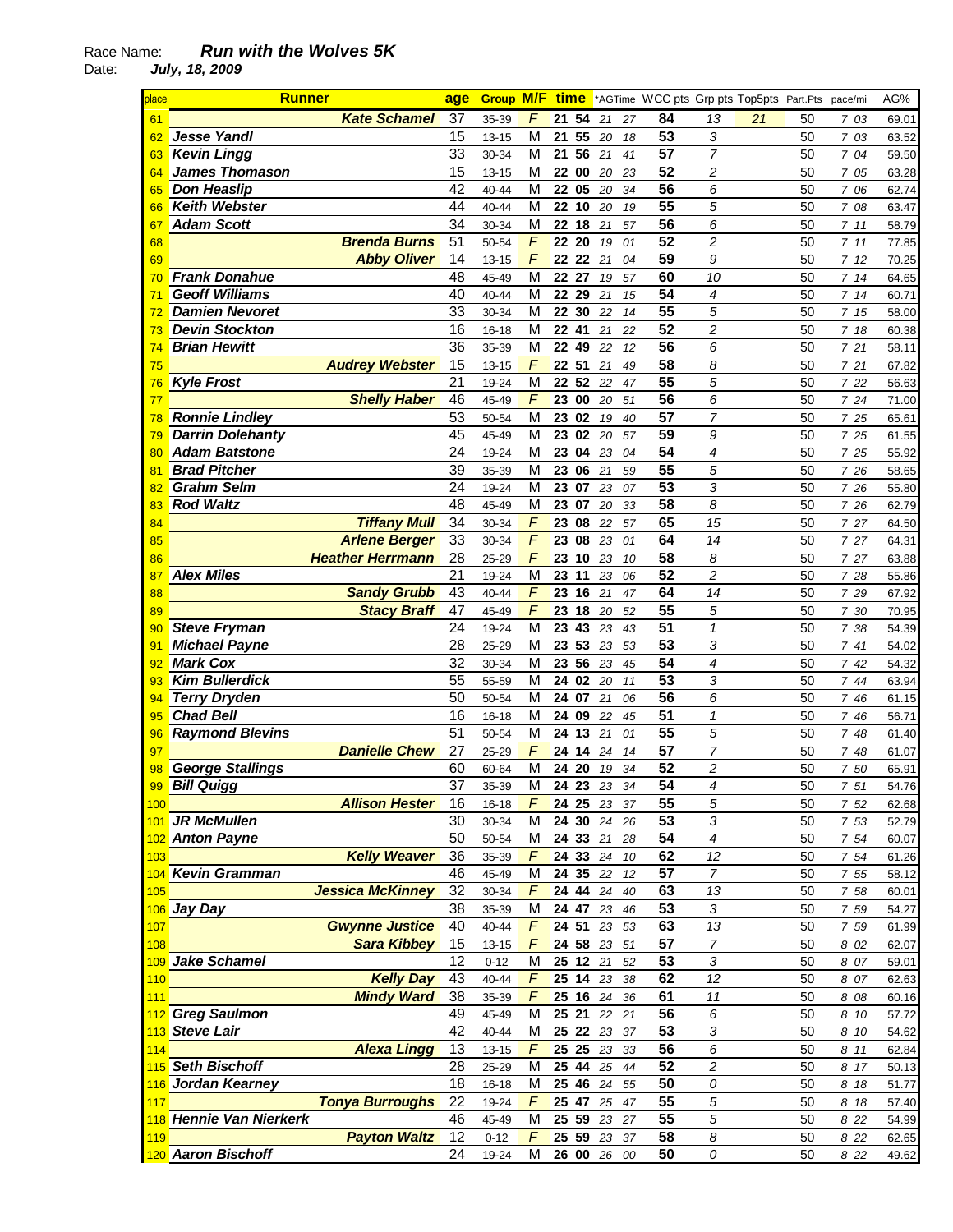Race Name: ***Run with the Wolves 5K***

Date: ***July, 18, 2009***

| place | Runner | age | Group | M/F | time | | *AGTime | | WCC pts | Grp pts | Top5pts | Part.Pts | pace/mi | AG% |
|---|---|---|---|---|---|---|---|---|---|---|---|---|---|---|
| 61 | Kate Schamel | 37 | 35-39 | F | 21 | 54 | 21 | 27 | 84 | 13 | 21 | 50 | 7 03 | 69.01 |
| 62 | Jesse Yandl | 15 | 13-15 | M | 21 | 55 | 20 | 18 | 53 | 3 | | 50 | 7 03 | 63.52 |
| 63 | Kevin Lingg | 33 | 30-34 | M | 21 | 56 | 21 | 41 | 57 | 7 | | 50 | 7 04 | 59.50 |
| 64 | James Thomason | 15 | 13-15 | M | 22 | 00 | 20 | 23 | 52 | 2 | | 50 | 7 05 | 63.28 |
| 65 | Don Heaslip | 42 | 40-44 | M | 22 | 05 | 20 | 34 | 56 | 6 | | 50 | 7 06 | 62.74 |
| 66 | Keith Webster | 44 | 40-44 | M | 22 | 10 | 20 | 19 | 55 | 5 | | 50 | 7 08 | 63.47 |
| 67 | Adam Scott | 34 | 30-34 | M | 22 | 18 | 21 | 57 | 56 | 6 | | 50 | 7 11 | 58.79 |
| 68 | Brenda Burns | 51 | 50-54 | F | 22 | 20 | 19 | 01 | 52 | 2 | | 50 | 7 11 | 77.85 |
| 69 | Abby Oliver | 14 | 13-15 | F | 22 | 22 | 21 | 04 | 59 | 9 | | 50 | 7 12 | 70.25 |
| 70 | Frank Donahue | 48 | 45-49 | M | 22 | 27 | 19 | 57 | 60 | 10 | | 50 | 7 14 | 64.65 |
| 71 | Geoff Williams | 40 | 40-44 | M | 22 | 29 | 21 | 15 | 54 | 4 | | 50 | 7 14 | 60.71 |
| 72 | Damien Nevoret | 33 | 30-34 | M | 22 | 30 | 22 | 14 | 55 | 5 | | 50 | 7 15 | 58.00 |
| 73 | Devin Stockton | 16 | 16-18 | M | 22 | 41 | 21 | 22 | 52 | 2 | | 50 | 7 18 | 60.38 |
| 74 | Brian Hewitt | 36 | 35-39 | M | 22 | 49 | 22 | 12 | 56 | 6 | | 50 | 7 21 | 58.11 |
| 75 | Audrey Webster | 15 | 13-15 | F | 22 | 51 | 21 | 49 | 58 | 8 | | 50 | 7 21 | 67.82 |
| 76 | Kyle Frost | 21 | 19-24 | M | 22 | 52 | 22 | 47 | 55 | 5 | | 50 | 7 22 | 56.63 |
| 77 | Shelly Haber | 46 | 45-49 | F | 23 | 00 | 20 | 51 | 56 | 6 | | 50 | 7 24 | 71.00 |
| 78 | Ronnie Lindley | 53 | 50-54 | M | 23 | 02 | 19 | 40 | 57 | 7 | | 50 | 7 25 | 65.61 |
| 79 | Darrin Dolehanty | 45 | 45-49 | M | 23 | 02 | 20 | 57 | 59 | 9 | | 50 | 7 25 | 61.55 |
| 80 | Adam Batstone | 24 | 19-24 | M | 23 | 04 | 23 | 04 | 54 | 4 | | 50 | 7 25 | 55.92 |
| 81 | Brad Pitcher | 39 | 35-39 | M | 23 | 06 | 21 | 59 | 55 | 5 | | 50 | 7 26 | 58.65 |
| 82 | Grahm Selm | 24 | 19-24 | M | 23 | 07 | 23 | 07 | 53 | 3 | | 50 | 7 26 | 55.80 |
| 83 | Rod Waltz | 48 | 45-49 | M | 23 | 07 | 20 | 33 | 58 | 8 | | 50 | 7 26 | 62.79 |
| 84 | Tiffany Mull | 34 | 30-34 | F | 23 | 08 | 22 | 57 | 65 | 15 | | 50 | 7 27 | 64.50 |
| 85 | Arlene Berger | 33 | 30-34 | F | 23 | 08 | 23 | 01 | 64 | 14 | | 50 | 7 27 | 64.31 |
| 86 | Heather Herrmann | 28 | 25-29 | F | 23 | 10 | 23 | 10 | 58 | 8 | | 50 | 7 27 | 63.88 |
| 87 | Alex Miles | 21 | 19-24 | M | 23 | 11 | 23 | 06 | 52 | 2 | | 50 | 7 28 | 55.86 |
| 88 | Sandy Grubb | 43 | 40-44 | F | 23 | 16 | 21 | 47 | 64 | 14 | | 50 | 7 29 | 67.92 |
| 89 | Stacy Braff | 47 | 45-49 | F | 23 | 18 | 20 | 52 | 55 | 5 | | 50 | 7 30 | 70.95 |
| 90 | Steve Fryman | 24 | 19-24 | M | 23 | 43 | 23 | 43 | 51 | 1 | | 50 | 7 38 | 54.39 |
| 91 | Michael Payne | 28 | 25-29 | M | 23 | 53 | 23 | 53 | 53 | 3 | | 50 | 7 41 | 54.02 |
| 92 | Mark Cox | 32 | 30-34 | M | 23 | 56 | 23 | 45 | 54 | 4 | | 50 | 7 42 | 54.32 |
| 93 | Kim Bullerdick | 55 | 55-59 | M | 24 | 02 | 20 | 11 | 53 | 3 | | 50 | 7 44 | 63.94 |
| 94 | Terry Dryden | 50 | 50-54 | M | 24 | 07 | 21 | 06 | 56 | 6 | | 50 | 7 46 | 61.15 |
| 95 | Chad Bell | 16 | 16-18 | M | 24 | 09 | 22 | 45 | 51 | 1 | | 50 | 7 46 | 56.71 |
| 96 | Raymond Blevins | 51 | 50-54 | M | 24 | 13 | 21 | 01 | 55 | 5 | | 50 | 7 48 | 61.40 |
| 97 | Danielle Chew | 27 | 25-29 | F | 24 | 14 | 24 | 14 | 57 | 7 | | 50 | 7 48 | 61.07 |
| 98 | George Stallings | 60 | 60-64 | M | 24 | 20 | 19 | 34 | 52 | 2 | | 50 | 7 50 | 65.91 |
| 99 | Bill Quigg | 37 | 35-39 | M | 24 | 23 | 23 | 34 | 54 | 4 | | 50 | 7 51 | 54.76 |
| 100 | Allison Hester | 16 | 16-18 | F | 24 | 25 | 23 | 37 | 55 | 5 | | 50 | 7 52 | 62.68 |
| 101 | JR McMullen | 30 | 30-34 | M | 24 | 30 | 24 | 26 | 53 | 3 | | 50 | 7 53 | 52.79 |
| 102 | Anton Payne | 50 | 50-54 | M | 24 | 33 | 21 | 28 | 54 | 4 | | 50 | 7 54 | 60.07 |
| 103 | Kelly Weaver | 36 | 35-39 | F | 24 | 33 | 24 | 10 | 62 | 12 | | 50 | 7 54 | 61.26 |
| 104 | Kevin Gramman | 46 | 45-49 | M | 24 | 35 | 22 | 12 | 57 | 7 | | 50 | 7 55 | 58.12 |
| 105 | Jessica McKinney | 32 | 30-34 | F | 24 | 44 | 24 | 40 | 63 | 13 | | 50 | 7 58 | 60.01 |
| 106 | Jay Day | 38 | 35-39 | M | 24 | 47 | 23 | 46 | 53 | 3 | | 50 | 7 59 | 54.27 |
| 107 | Gwynne Justice | 40 | 40-44 | F | 24 | 51 | 23 | 53 | 63 | 13 | | 50 | 7 59 | 61.99 |
| 108 | Sara Kibbey | 15 | 13-15 | F | 24 | 58 | 23 | 51 | 57 | 7 | | 50 | 8 02 | 62.07 |
| 109 | Jake Schamel | 12 | 0-12 | M | 25 | 12 | 21 | 52 | 53 | 3 | | 50 | 8 07 | 59.01 |
| 110 | Kelly Day | 43 | 40-44 | F | 25 | 14 | 23 | 38 | 62 | 12 | | 50 | 8 07 | 62.63 |
| 111 | Mindy Ward | 38 | 35-39 | F | 25 | 16 | 24 | 36 | 61 | 11 | | 50 | 8 08 | 60.16 |
| 112 | Greg Saulmon | 49 | 45-49 | M | 25 | 21 | 22 | 21 | 56 | 6 | | 50 | 8 10 | 57.72 |
| 113 | Steve Lair | 42 | 40-44 | M | 25 | 22 | 23 | 37 | 53 | 3 | | 50 | 8 10 | 54.62 |
| 114 | Alexa Lingg | 13 | 13-15 | F | 25 | 25 | 23 | 33 | 56 | 6 | | 50 | 8 11 | 62.84 |
| 115 | Seth Bischoff | 28 | 25-29 | M | 25 | 44 | 25 | 44 | 52 | 2 | | 50 | 8 17 | 50.13 |
| 116 | Jordan Kearney | 18 | 16-18 | M | 25 | 46 | 24 | 55 | 50 | 0 | | 50 | 8 18 | 51.77 |
| 117 | Tonya Burroughs | 22 | 19-24 | F | 25 | 47 | 25 | 47 | 55 | 5 | | 50 | 8 18 | 57.40 |
| 118 | Hennie Van Nierkerk | 46 | 45-49 | M | 25 | 59 | 23 | 27 | 55 | 5 | | 50 | 8 22 | 54.99 |
| 119 | Payton Waltz | 12 | 0-12 | F | 25 | 59 | 23 | 37 | 58 | 8 | | 50 | 8 22 | 62.65 |
| 120 | Aaron Bischoff | 24 | 19-24 | M | 26 | 00 | 26 | 00 | 50 | 0 | | 50 | 8 22 | 49.62 |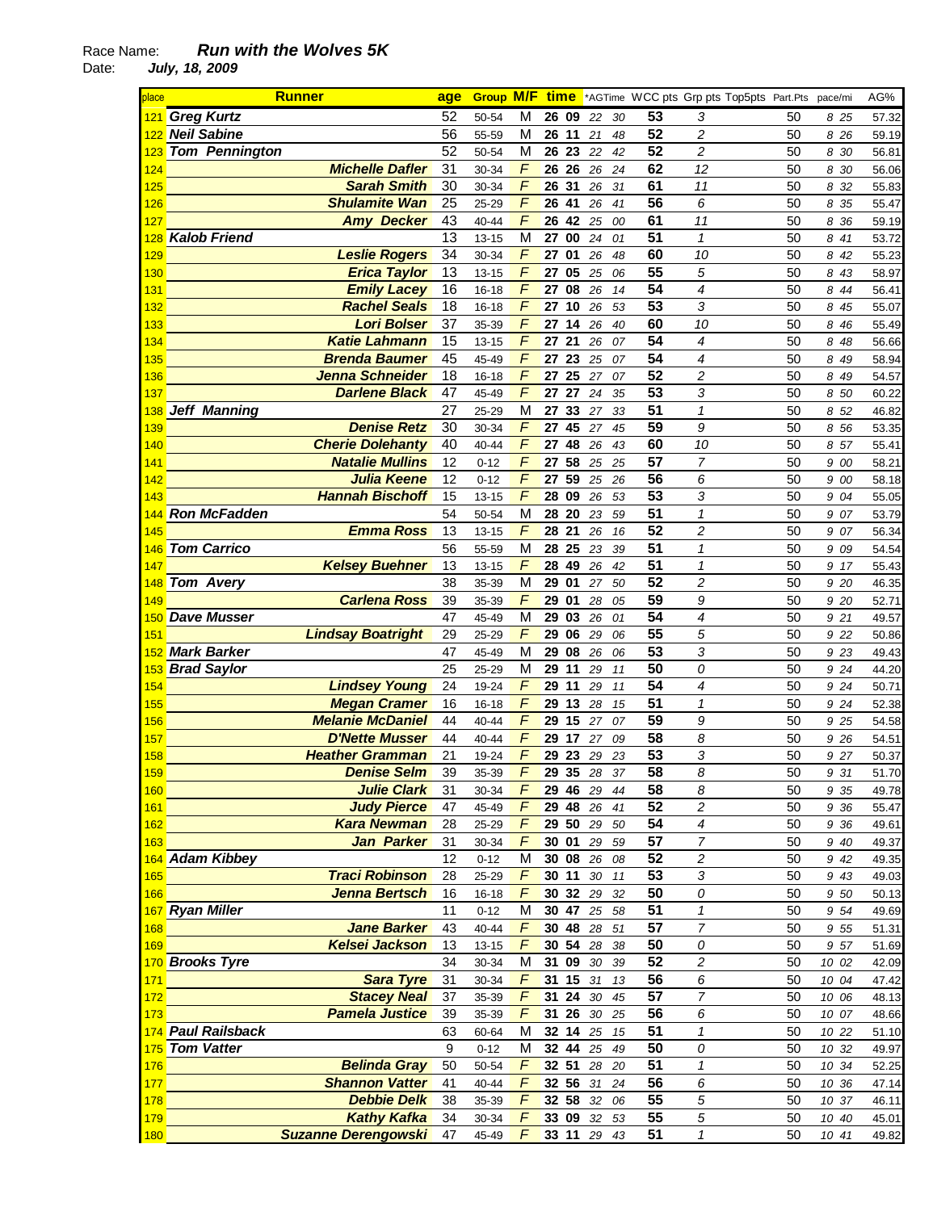Race Name: ***Run with the Wolves 5K***

Date: ***July, 18, 2009***

| place | Runner | age | Group | M/F | time | *AGTime | WCC pts | Grp pts | Top5pts | Part.Pts | pace/mi | AG% |
|---|---|---|---|---|---|---|---|---|---|---|---|---|
| 121 | ***Greg Kurtz*** | 52 | 50-54 | M | **26 09** | *22 30* | **53** | *3* | | 50 | 8 25 | 57.32 |
| 122 | ***Neil Sabine*** | 56 | 55-59 | M | **26 11** | *21 48* | **52** | *2* | | 50 | 8 26 | 59.19 |
| 123 | ***Tom Pennington*** | 52 | 50-54 | M | **26 23** | *22 42* | **52** | *2* | | 50 | 8 30 | 56.81 |
| 124 | ***Michelle Dafler*** | 31 | 30-34 | *F* | **26 26** | *26 24* | **62** | *12* | | 50 | 8 30 | 56.06 |
| 125 | ***Sarah Smith*** | 30 | 30-34 | *F* | **26 31** | *26 31* | **61** | *11* | | 50 | 8 32 | 55.83 |
| 126 | ***Shulamite Wan*** | 25 | 25-29 | *F* | **26 41** | *26 41* | **56** | *6* | | 50 | 8 35 | 55.47 |
| 127 | ***Amy Decker*** | 43 | 40-44 | *F* | **26 42** | *25 00* | **61** | *11* | | 50 | 8 36 | 59.19 |
| 128 | ***Kalob Friend*** | 13 | 13-15 | M | **27 00** | *24 01* | **51** | *1* | | 50 | 8 41 | 53.72 |
| 129 | ***Leslie Rogers*** | 34 | 30-34 | *F* | **27 01** | *26 48* | **60** | *10* | | 50 | 8 42 | 55.23 |
| 130 | ***Erica Taylor*** | 13 | 13-15 | *F* | **27 05** | *25 06* | **55** | *5* | | 50 | 8 43 | 58.97 |
| 131 | ***Emily Lacey*** | 16 | 16-18 | *F* | **27 08** | *26 14* | **54** | *4* | | 50 | 8 44 | 56.41 |
| 132 | ***Rachel Seals*** | 18 | 16-18 | *F* | **27 10** | *26 53* | **53** | *3* | | 50 | 8 45 | 55.07 |
| 133 | ***Lori Bolser*** | 37 | 35-39 | *F* | **27 14** | *26 40* | **60** | *10* | | 50 | 8 46 | 55.49 |
| 134 | ***Katie Lahmann*** | 15 | 13-15 | *F* | **27 21** | *26 07* | **54** | *4* | | 50 | 8 48 | 56.66 |
| 135 | ***Brenda Baumer*** | 45 | 45-49 | *F* | **27 23** | *25 07* | **54** | *4* | | 50 | 8 49 | 58.94 |
| 136 | ***Jenna Schneider*** | 18 | 16-18 | *F* | **27 25** | *27 07* | **52** | *2* | | 50 | 8 49 | 54.57 |
| 137 | ***Darlene Black*** | 47 | 45-49 | *F* | **27 27** | *24 35* | **53** | *3* | | 50 | 8 50 | 60.22 |
| 138 | ***Jeff Manning*** | 27 | 25-29 | M | **27 33** | *27 33* | **51** | *1* | | 50 | 8 52 | 46.82 |
| 139 | ***Denise Retz*** | 30 | 30-34 | *F* | **27 45** | *27 45* | **59** | *9* | | 50 | 8 56 | 53.35 |
| 140 | ***Cherie Dolehanty*** | 40 | 40-44 | *F* | **27 48** | *26 43* | **60** | *10* | | 50 | 8 57 | 55.41 |
| 141 | ***Natalie Mullins*** | 12 | 0-12 | *F* | **27 58** | *25 25* | **57** | *7* | | 50 | 9 00 | 58.21 |
| 142 | ***Julia Keene*** | 12 | 0-12 | *F* | **27 59** | *25 26* | **56** | *6* | | 50 | 9 00 | 58.18 |
| 143 | ***Hannah Bischoff*** | 15 | 13-15 | *F* | **28 09** | *26 53* | **53** | *3* | | 50 | 9 04 | 55.05 |
| 144 | ***Ron McFadden*** | 54 | 50-54 | M | **28 20** | *23 59* | **51** | *1* | | 50 | 9 07 | 53.79 |
| 145 | ***Emma Ross*** | 13 | 13-15 | *F* | **28 21** | *26 16* | **52** | *2* | | 50 | 9 07 | 56.34 |
| 146 | ***Tom Carrico*** | 56 | 55-59 | M | **28 25** | *23 39* | **51** | *1* | | 50 | 9 09 | 54.54 |
| 147 | ***Kelsey Buehner*** | 13 | 13-15 | *F* | **28 49** | *26 42* | **51** | *1* | | 50 | 9 17 | 55.43 |
| 148 | ***Tom Avery*** | 38 | 35-39 | M | **29 01** | *27 50* | **52** | *2* | | 50 | 9 20 | 46.35 |
| 149 | ***Carlena Ross*** | 39 | 35-39 | *F* | **29 01** | *28 05* | **59** | *9* | | 50 | 9 20 | 52.71 |
| 150 | ***Dave Musser*** | 47 | 45-49 | M | **29 03** | *26 01* | **54** | *4* | | 50 | 9 21 | 49.57 |
| 151 | ***Lindsay Boatright*** | 29 | 25-29 | *F* | **29 06** | *29 06* | **55** | *5* | | 50 | 9 22 | 50.86 |
| 152 | ***Mark Barker*** | 47 | 45-49 | M | **29 08** | *26 06* | **53** | *3* | | 50 | 9 23 | 49.43 |
| 153 | ***Brad Saylor*** | 25 | 25-29 | M | **29 11** | *29 11* | **50** | *0* | | 50 | 9 24 | 44.20 |
| 154 | ***Lindsey Young*** | 24 | 19-24 | *F* | **29 11** | *29 11* | **54** | *4* | | 50 | 9 24 | 50.71 |
| 155 | ***Megan Cramer*** | 16 | 16-18 | *F* | **29 13** | *28 15* | **51** | *1* | | 50 | 9 24 | 52.38 |
| 156 | ***Melanie McDaniel*** | 44 | 40-44 | *F* | **29 15** | *27 07* | **59** | *9* | | 50 | 9 25 | 54.58 |
| 157 | ***D'Nette Musser*** | 44 | 40-44 | *F* | **29 17** | *27 09* | **58** | *8* | | 50 | 9 26 | 54.51 |
| 158 | ***Heather Gramman*** | 21 | 19-24 | *F* | **29 23** | *29 23* | **53** | *3* | | 50 | 9 27 | 50.37 |
| 159 | ***Denise Selm*** | 39 | 35-39 | *F* | **29 35** | *28 37* | **58** | *8* | | 50 | 9 31 | 51.70 |
| 160 | ***Julie Clark*** | 31 | 30-34 | *F* | **29 46** | *29 44* | **58** | *8* | | 50 | 9 35 | 49.78 |
| 161 | ***Judy Pierce*** | 47 | 45-49 | *F* | **29 48** | *26 41* | **52** | *2* | | 50 | 9 36 | 55.47 |
| 162 | ***Kara Newman*** | 28 | 25-29 | *F* | **29 50** | *29 50* | **54** | *4* | | 50 | 9 36 | 49.61 |
| 163 | ***Jan Parker*** | 31 | 30-34 | *F* | **30 01** | *29 59* | **57** | *7* | | 50 | 9 40 | 49.37 |
| 164 | ***Adam Kibbey*** | 12 | 0-12 | M | **30 08** | *26 08* | **52** | *2* | | 50 | 9 42 | 49.35 |
| 165 | ***Traci Robinson*** | 28 | 25-29 | *F* | **30 11** | *30 11* | **53** | *3* | | 50 | 9 43 | 49.03 |
| 166 | ***Jenna Bertsch*** | 16 | 16-18 | *F* | **30 32** | *29 32* | **50** | *0* | | 50 | 9 50 | 50.13 |
| 167 | ***Ryan Miller*** | 11 | 0-12 | M | **30 47** | *25 58* | **51** | *1* | | 50 | 9 54 | 49.69 |
| 168 | ***Jane Barker*** | 43 | 40-44 | *F* | **30 48** | *28 51* | **57** | *7* | | 50 | 9 55 | 51.31 |
| 169 | ***Kelsei Jackson*** | 13 | 13-15 | *F* | **30 54** | *28 38* | **50** | *0* | | 50 | 9 57 | 51.69 |
| 170 | ***Brooks Tyre*** | 34 | 30-34 | M | **31 09** | *30 39* | **52** | *2* | | 50 | 10 02 | 42.09 |
| 171 | ***Sara Tyre*** | 31 | 30-34 | *F* | **31 15** | *31 13* | **56** | *6* | | 50 | 10 04 | 47.42 |
| 172 | ***Stacey Neal*** | 37 | 35-39 | *F* | **31 24** | *30 45* | **57** | *7* | | 50 | 10 06 | 48.13 |
| 173 | ***Pamela Justice*** | 39 | 35-39 | *F* | **31 26** | *30 25* | **56** | *6* | | 50 | 10 07 | 48.66 |
| 174 | ***Paul Railsback*** | 63 | 60-64 | M | **32 14** | *25 15* | **51** | *1* | | 50 | 10 22 | 51.10 |
| 175 | ***Tom Vatter*** | 9 | 0-12 | M | **32 44** | *25 49* | **50** | *0* | | 50 | 10 32 | 49.97 |
| 176 | ***Belinda Gray*** | 50 | 50-54 | *F* | **32 51** | *28 20* | **51** | *1* | | 50 | 10 34 | 52.25 |
| 177 | ***Shannon Vatter*** | 41 | 40-44 | *F* | **32 56** | *31 24* | **56** | *6* | | 50 | 10 36 | 47.14 |
| 178 | ***Debbie Delk*** | 38 | 35-39 | *F* | **32 58** | *32 06* | **55** | *5* | | 50 | 10 37 | 46.11 |
| 179 | ***Kathy Kafka*** | 34 | 30-34 | *F* | **33 09** | *32 53* | **55** | *5* | | 50 | 10 40 | 45.01 |
| 180 | ***Suzanne Derengowski*** | 47 | 45-49 | *F* | **33 11** | *29 43* | **51** | *1* | | 50 | 10 41 | 49.82 |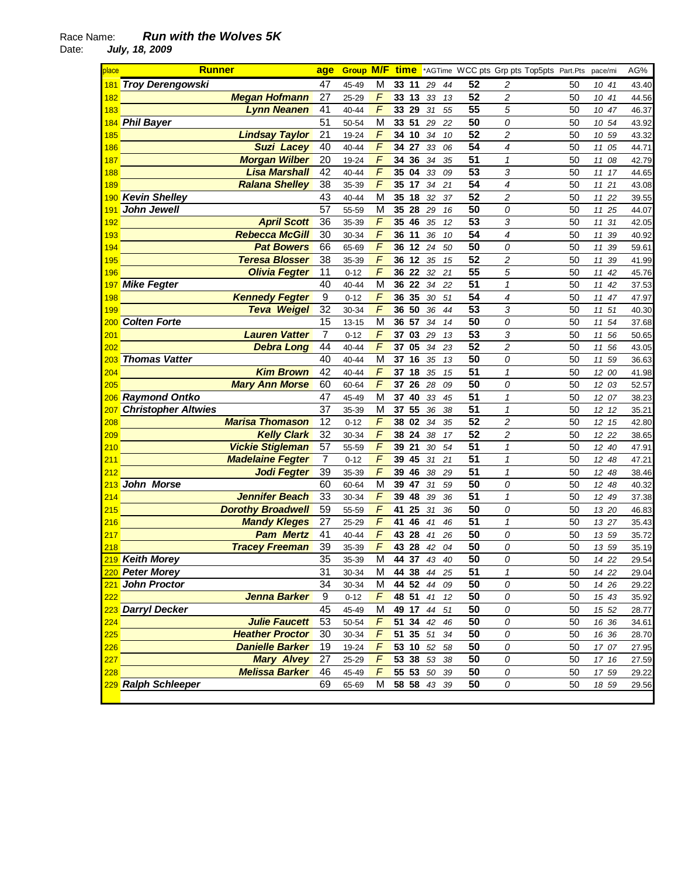Race Name: ***Run with the Wolves 5K***

Date: ***July, 18, 2009***

| place | Runner | age | Group | M/F | time | *AGTime | WCC pts | Grp pts | Top5pts | Part.Pts | pace/mi | AG% |
|---|---|---|---|---|---|---|---|---|---|---|---|---|
| 181 | Troy Derengowski | 47 | 45-49 | M | 33 11 | 29 44 | 52 | 2 | | 50 | 10 41 | 43.40 |
| 182 | Megan Hofmann | 27 | 25-29 | F | 33 13 | 33 13 | 52 | 2 | | 50 | 10 41 | 44.56 |
| 183 | Lynn Neanen | 41 | 40-44 | F | 33 29 | 31 55 | 55 | 5 | | 50 | 10 47 | 46.37 |
| 184 | Phil Bayer | 51 | 50-54 | M | 33 51 | 29 22 | 50 | 0 | | 50 | 10 54 | 43.92 |
| 185 | Lindsay Taylor | 21 | 19-24 | F | 34 10 | 34 10 | 52 | 2 | | 50 | 10 59 | 43.32 |
| 186 | Suzi Lacey | 40 | 40-44 | F | 34 27 | 33 06 | 54 | 4 | | 50 | 11 05 | 44.71 |
| 187 | Morgan Wilber | 20 | 19-24 | F | 34 36 | 34 35 | 51 | 1 | | 50 | 11 08 | 42.79 |
| 188 | Lisa Marshall | 42 | 40-44 | F | 35 04 | 33 09 | 53 | 3 | | 50 | 11 17 | 44.65 |
| 189 | Ralana Shelley | 38 | 35-39 | F | 35 17 | 34 21 | 54 | 4 | | 50 | 11 21 | 43.08 |
| 190 | Kevin Shelley | 43 | 40-44 | M | 35 18 | 32 37 | 52 | 2 | | 50 | 11 22 | 39.55 |
| 191 | John Jewell | 57 | 55-59 | M | 35 28 | 29 16 | 50 | 0 | | 50 | 11 25 | 44.07 |
| 192 | April Scott | 36 | 35-39 | F | 35 46 | 35 12 | 53 | 3 | | 50 | 11 31 | 42.05 |
| 193 | Rebecca McGill | 30 | 30-34 | F | 36 11 | 36 10 | 54 | 4 | | 50 | 11 39 | 40.92 |
| 194 | Pat Bowers | 66 | 65-69 | F | 36 12 | 24 50 | 50 | 0 | | 50 | 11 39 | 59.61 |
| 195 | Teresa Blosser | 38 | 35-39 | F | 36 12 | 35 15 | 52 | 2 | | 50 | 11 39 | 41.99 |
| 196 | Olivia Fegter | 11 | 0-12 | F | 36 22 | 32 21 | 55 | 5 | | 50 | 11 42 | 45.76 |
| 197 | Mike Fegter | 40 | 40-44 | M | 36 22 | 34 22 | 51 | 1 | | 50 | 11 42 | 37.53 |
| 198 | Kennedy Fegter | 9 | 0-12 | F | 36 35 | 30 51 | 54 | 4 | | 50 | 11 47 | 47.97 |
| 199 | Teva Weigel | 32 | 30-34 | F | 36 50 | 36 44 | 53 | 3 | | 50 | 11 51 | 40.30 |
| 200 | Colten Forte | 15 | 13-15 | M | 36 57 | 34 14 | 50 | 0 | | 50 | 11 54 | 37.68 |
| 201 | Lauren Vatter | 7 | 0-12 | F | 37 03 | 29 13 | 53 | 3 | | 50 | 11 56 | 50.65 |
| 202 | Debra Long | 44 | 40-44 | F | 37 05 | 34 23 | 52 | 2 | | 50 | 11 56 | 43.05 |
| 203 | Thomas Vatter | 40 | 40-44 | M | 37 16 | 35 13 | 50 | 0 | | 50 | 11 59 | 36.63 |
| 204 | Kim Brown | 42 | 40-44 | F | 37 18 | 35 15 | 51 | 1 | | 50 | 12 00 | 41.98 |
| 205 | Mary Ann Morse | 60 | 60-64 | F | 37 26 | 28 09 | 50 | 0 | | 50 | 12 03 | 52.57 |
| 206 | Raymond Ontko | 47 | 45-49 | M | 37 40 | 33 45 | 51 | 1 | | 50 | 12 07 | 38.23 |
| 207 | Christopher Altwies | 37 | 35-39 | M | 37 55 | 36 38 | 51 | 1 | | 50 | 12 12 | 35.21 |
| 208 | Marisa Thomason | 12 | 0-12 | F | 38 02 | 34 35 | 52 | 2 | | 50 | 12 15 | 42.80 |
| 209 | Kelly Clark | 32 | 30-34 | F | 38 24 | 38 17 | 52 | 2 | | 50 | 12 22 | 38.65 |
| 210 | Vickie Stigleman | 57 | 55-59 | F | 39 21 | 30 54 | 51 | 1 | | 50 | 12 40 | 47.91 |
| 211 | Madelaine Fegter | 7 | 0-12 | F | 39 45 | 31 21 | 51 | 1 | | 50 | 12 48 | 47.21 |
| 212 | Jodi Fegter | 39 | 35-39 | F | 39 46 | 38 29 | 51 | 1 | | 50 | 12 48 | 38.46 |
| 213 | John Morse | 60 | 60-64 | M | 39 47 | 31 59 | 50 | 0 | | 50 | 12 48 | 40.32 |
| 214 | Jennifer Beach | 33 | 30-34 | F | 39 48 | 39 36 | 51 | 1 | | 50 | 12 49 | 37.38 |
| 215 | Dorothy Broadwell | 59 | 55-59 | F | 41 25 | 31 36 | 50 | 0 | | 50 | 13 20 | 46.83 |
| 216 | Mandy Kleges | 27 | 25-29 | F | 41 46 | 41 46 | 51 | 1 | | 50 | 13 27 | 35.43 |
| 217 | Pam Mertz | 41 | 40-44 | F | 43 28 | 41 26 | 50 | 0 | | 50 | 13 59 | 35.72 |
| 218 | Tracey Freeman | 39 | 35-39 | F | 43 28 | 42 04 | 50 | 0 | | 50 | 13 59 | 35.19 |
| 219 | Keith Morey | 35 | 35-39 | M | 44 37 | 43 40 | 50 | 0 | | 50 | 14 22 | 29.54 |
| 220 | Peter Morey | 31 | 30-34 | M | 44 38 | 44 25 | 51 | 1 | | 50 | 14 22 | 29.04 |
| 221 | John Proctor | 34 | 30-34 | M | 44 52 | 44 09 | 50 | 0 | | 50 | 14 26 | 29.22 |
| 222 | Jenna Barker | 9 | 0-12 | F | 48 51 | 41 12 | 50 | 0 | | 50 | 15 43 | 35.92 |
| 223 | Darryl Decker | 45 | 45-49 | M | 49 17 | 44 51 | 50 | 0 | | 50 | 15 52 | 28.77 |
| 224 | Julie Faucett | 53 | 50-54 | F | 51 34 | 42 46 | 50 | 0 | | 50 | 16 36 | 34.61 |
| 225 | Heather Proctor | 30 | 30-34 | F | 51 35 | 51 34 | 50 | 0 | | 50 | 16 36 | 28.70 |
| 226 | Danielle Barker | 19 | 19-24 | F | 53 10 | 52 58 | 50 | 0 | | 50 | 17 07 | 27.95 |
| 227 | Mary Alvey | 27 | 25-29 | F | 53 38 | 53 38 | 50 | 0 | | 50 | 17 16 | 27.59 |
| 228 | Melissa Barker | 46 | 45-49 | F | 55 53 | 50 39 | 50 | 0 | | 50 | 17 59 | 29.22 |
| 229 | Ralph Schleeper | 69 | 65-69 | M | 58 58 | 43 39 | 50 | 0 | | 50 | 18 59 | 29.56 |